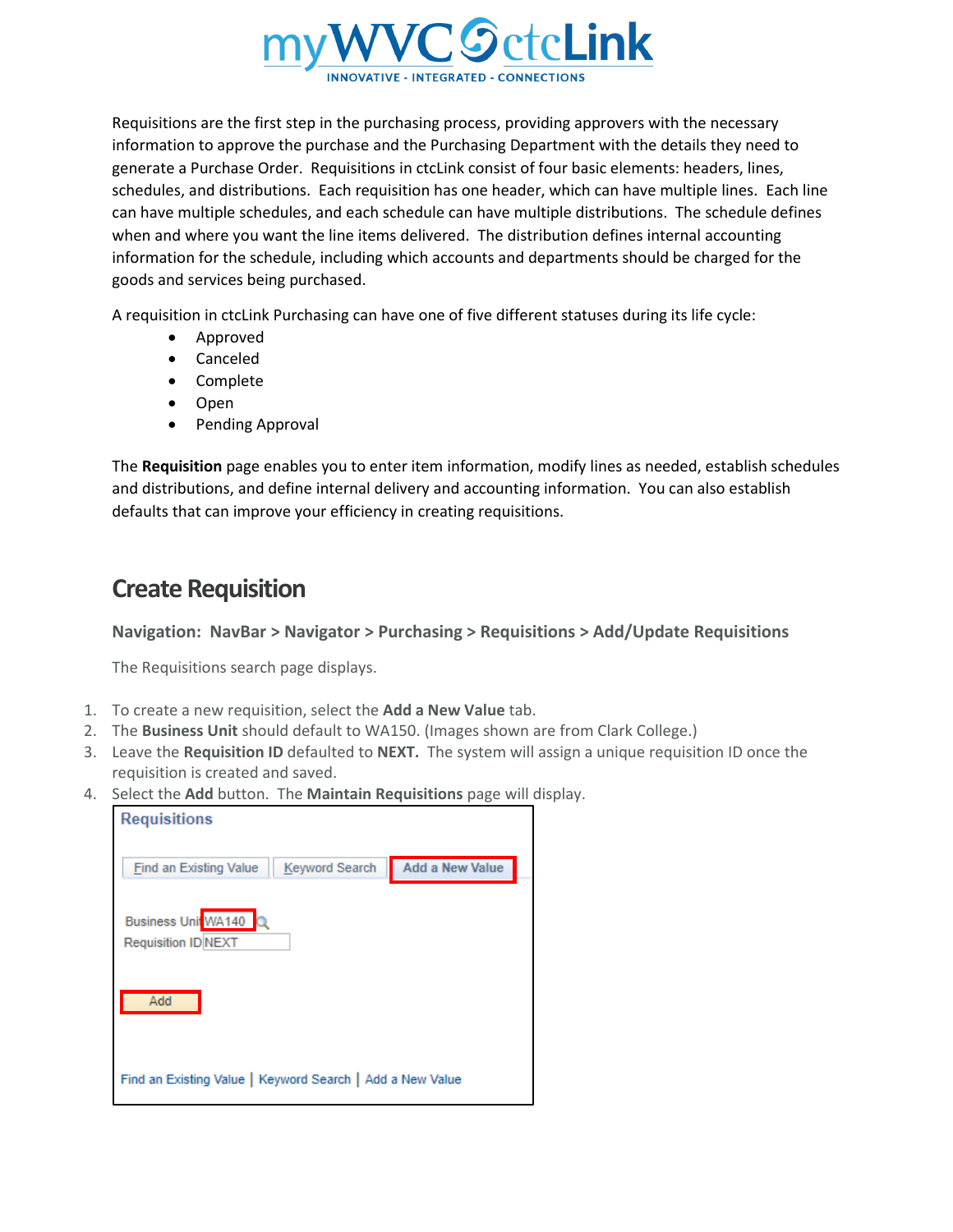Requisitions are the first step in the purchasing process, providing approvers with the necessary information to approve the purchase and the Purchasing Department with the details they need to generate a Purchase Order. Requisitions in ctcLink consist of four basic elements: headers, lines, schedules, and distributions. Each requisition has one header, which can have multiple lines. Each line can have multiple schedules, and each schedule can have multiple distributions. The schedule defines when and where you want the line items delivered. The distribution defines internal accounting information for the schedule, including which accounts and departments should be charged for the goods and services being purchased.

A requisition in ctcLink Purchasing can have one of five different statuses during its life cycle:

- Approved
- Canceled
- Complete
- Open
- Pending Approval

The **Requisition** page enables you to enter item information, modify lines as needed, establish schedules and distributions, and define internal delivery and accounting information. You can also establish defaults that can improve your efficiency in creating requisitions.

## Create Requisition

**Navigation: NavBar > Navigator > Purchasing > Requisitions > Add/Update Requisitions**

The Requisitions search page displays.

1. To create a new requisition, select the **Add a New Value** tab.
2. The **Business Unit** should default to WA150. (Images shown are from Clark College.)
3. Leave the **Requisition ID** defaulted to **NEXT.** The system will assign a unique requisition ID once the requisition is created and saved.
4. Select the **Add** button. The **Maintain Requisitions** page will display.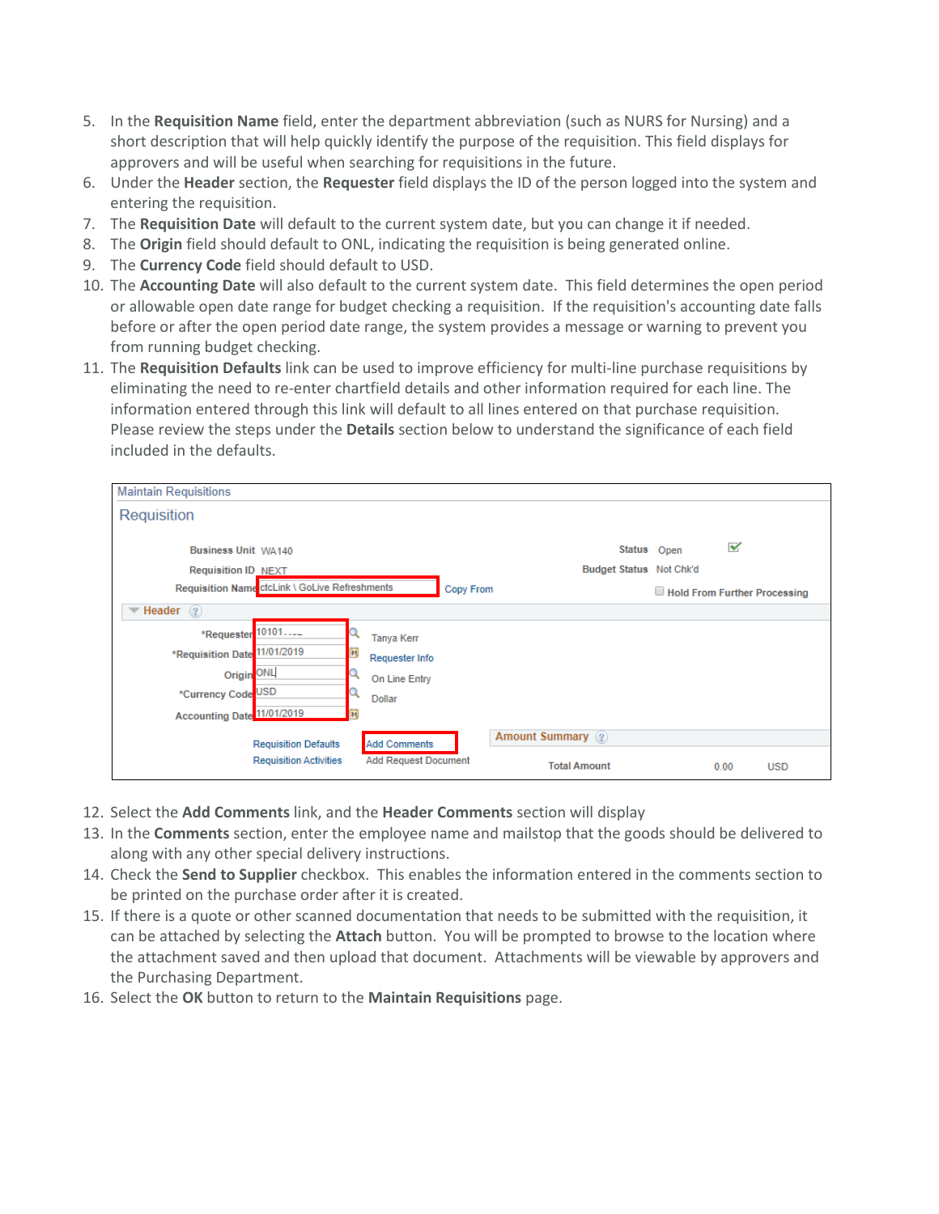5. In the **Requisition Name** field, enter the department abbreviation (such as NURS for Nursing) and a short description that will help quickly identify the purpose of the requisition. This field displays for approvers and will be useful when searching for requisitions in the future.
6. Under the **Header** section, the **Requester** field displays the ID of the person logged into the system and entering the requisition.
7. The **Requisition Date** will default to the current system date, but you can change it if needed.
8. The **Origin** field should default to ONL, indicating the requisition is being generated online.
9. The **Currency Code** field should default to USD.
10. The **Accounting Date** will also default to the current system date. This field determines the open period or allowable open date range for budget checking a requisition. If the requisition's accounting date falls before or after the open period date range, the system provides a message or warning to prevent you from running budget checking.
11. The **Requisition Defaults** link can be used to improve efficiency for multi-line purchase requisitions by eliminating the need to re-enter chartfield details and other information required for each line. The information entered through this link will default to all lines entered on that purchase requisition. Please review the steps under the **Details** section below to understand the significance of each field included in the defaults.

12. Select the **Add Comments** link, and the **Header Comments** section will display
13. In the **Comments** section, enter the employee name and mailstop that the goods should be delivered to along with any other special delivery instructions.
14. Check the **Send to Supplier** checkbox. This enables the information entered in the comments section to be printed on the purchase order after it is created.
15. If there is a quote or other scanned documentation that needs to be submitted with the requisition, it can be attached by selecting the **Attach** button. You will be prompted to browse to the location where the attachment saved and then upload that document. Attachments will be viewable by approvers and the Purchasing Department.
16. Select the **OK** button to return to the **Maintain Requisitions** page.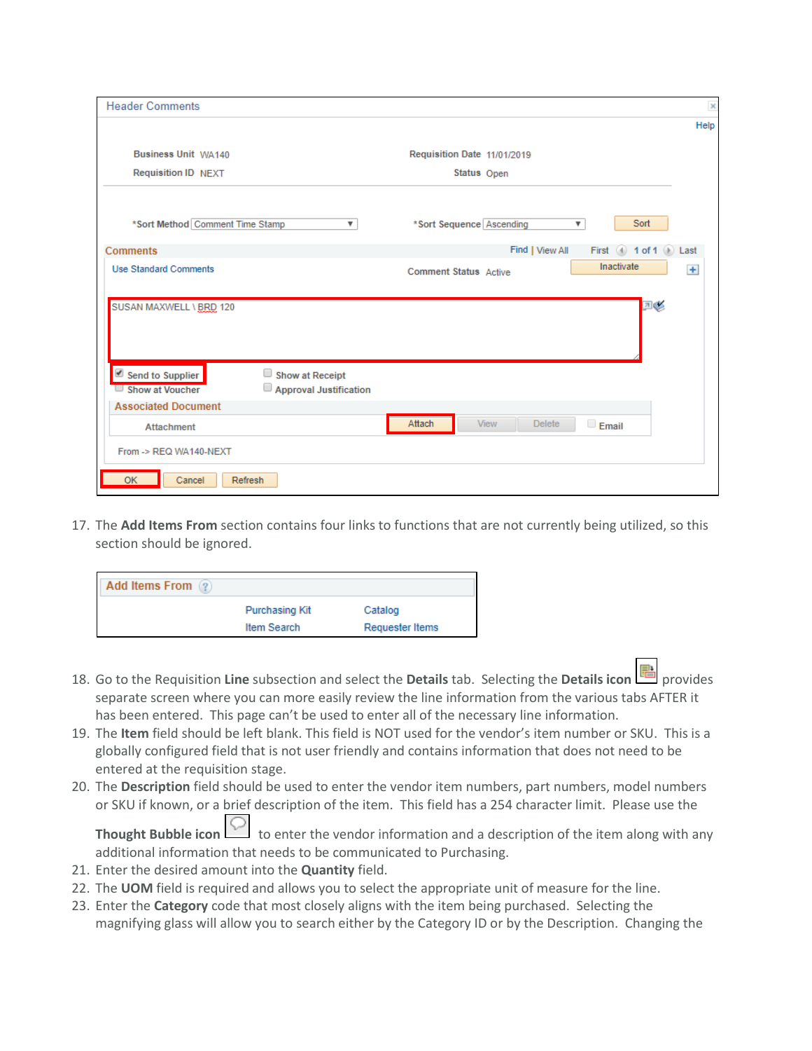17. The **Add Items From** section contains four links to functions that are not currently being utilized, so this section should be ignored.

18. Go to the Requisition **Line** subsection and select the **Details** tab. Selecting the **Details icon** provides separate screen where you can more easily review the line information from the various tabs AFTER it has been entered. This page can't be used to enter all of the necessary line information.
19. The **Item** field should be left blank. This field is NOT used for the vendor's item number or SKU. This is a globally configured field that is not user friendly and contains information that does not need to be entered at the requisition stage.
20. The **Description** field should be used to enter the vendor item numbers, part numbers, model numbers or SKU if known, or a brief description of the item. This field has a 254 character limit. Please use the **Thought Bubble icon** to enter the vendor information and a description of the item along with any additional information that needs to be communicated to Purchasing.
21. Enter the desired amount into the **Quantity** field.
22. The **UOM** field is required and allows you to select the appropriate unit of measure for the line.
23. Enter the **Category** code that most closely aligns with the item being purchased. Selecting the magnifying glass will allow you to search either by the Category ID or by the Description. Changing the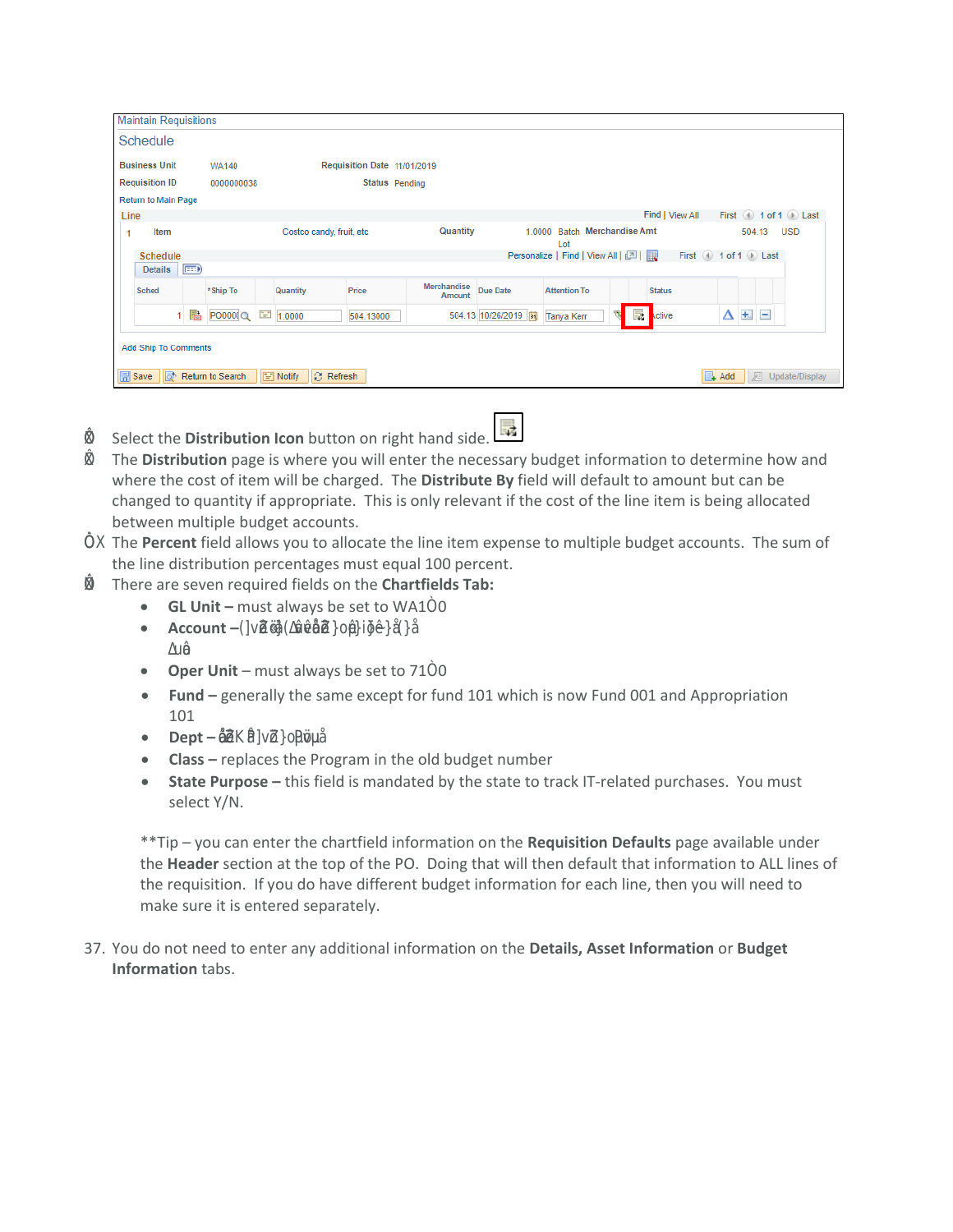- Select the **Distribution Icon** button on right hand side.
- The **Distribution** page is where you will enter the necessary budget information to determine how and where the cost of item will be charged. The **Distribute By** field will default to amount but can be changed to quantity if appropriate. This is only relevant if the cost of the line item is being allocated between multiple budget accounts.
- The **Percent** field allows you to allocate the line item expense to multiple budget accounts. The sum of the line distribution percentages must equal 100 percent.
- There are seven required fields on the **Chartfields Tab:**
    - **GL Unit –** must always be set to WA1Ò0
    - **Account –**(]vẑ ĝ(Δêėâẑ}oþ}iĝê}å(}å Δuâ
    - **Oper Unit** – must always be set to 71Ò0
    - **Fund –** generally the same except for fund 101 which is now Fund 001 and Appropriation 101
    - **Dept –** êẑK ê]vẑ}oþöµå
    - **Class –** replaces the Program in the old budget number
    - **State Purpose –** this field is mandated by the state to track IT-related purchases. You must select Y/N.

**Tip – you can enter the chartfield information on the **Requisition Defaults** page available under the **Header** section at the top of the PO. Doing that will then default that information to ALL lines of the requisition. If you do have different budget information for each line, then you will need to make sure it is entered separately.

37. You do not need to enter any additional information on the **Details, Asset Information** or **Budget Information** tabs.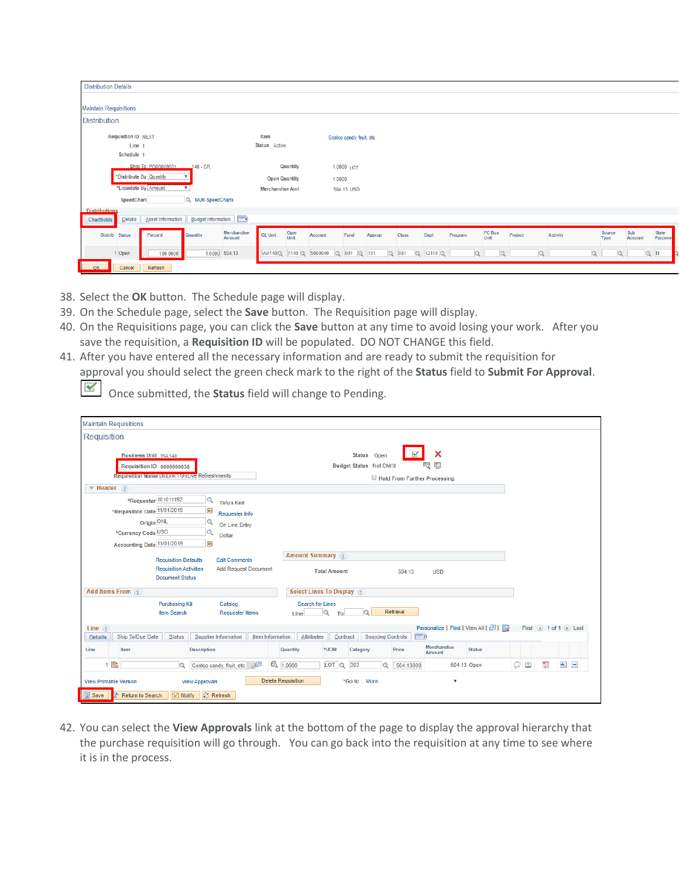38. Select the **OK** button. The Schedule page will display.
39. On the Schedule page, select the **Save** button. The Requisition page will display.
40. On the Requisitions page, you can click the **Save** button at any time to avoid losing your work. After you save the requisition, a **Requisition ID** will be populated. DO NOT CHANGE this field.
41. After you have entered all the necessary information and are ready to submit the requisition for approval you should select the green check mark to the right of the **Status** field to **Submit For Approval**.

    Once submitted, the **Status** field will change to Pending.

42. You can select the **View Approvals** link at the bottom of the page to display the approval hierarchy that the purchase requisition will go through. You can go back into the requisition at any time to see where it is in the process.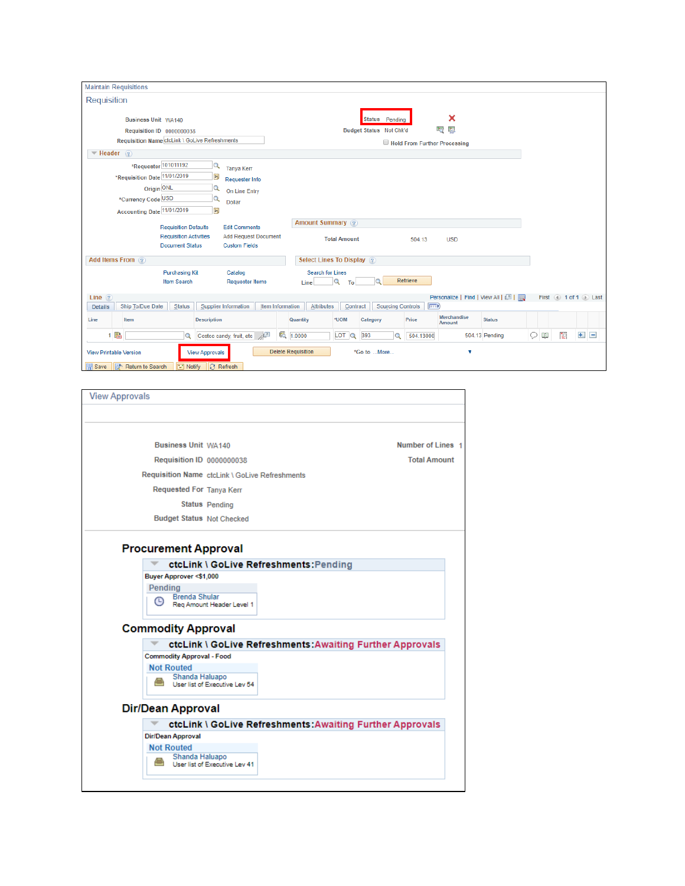Maintain Requisitions

## Requisition

| | | | |
|---|---|---|---|
| Business Unit | WA140 | Status | Pending |
| Requisition ID | 0000000038 | Budget Status | Not Chk'd |
| Requisition Name | ctcLink \ GoLive Refreshments | | Hold From Further Processing |

**Header**

| | | |
|---|---|---|
| *Requester | 101011192 | Tanya Kerr |
| *Requisition Date | 11/01/2019 | Requester Info |
| Origin | ONL | On Line Entry |
| *Currency Code | USD | Dollar |
| Accounting Date | 11/01/2019 | |

Requisition Defaults | Edit Comments
Requisition Activities | Add Request Document
Document Status | Custom Fields

**Amount Summary**

Total Amount 504.13 USD

**Add Items From**

Purchasing Kit | Catalog
Item Search | Requester Items

**Select Lines To Display**

Search for Lines
Line _ To _ Retrieve

**Line**

Personalize | Find | View All | First 1 of 1 Last

Details | Ship To/Due Date | Status | Supplier Information | Item Information | Attributes | Contract | Sourcing Controls

| Line | Item | Description | Quantity | *UOM | Category | Price | Merchandise Amount | Status |
|---|---|---|---|---|---|---|---|---|
| 1 | | Costco candy, fruit, etc | 1.0000 | LOT | 393 | 504.13000 | 504.13 | Pending |

View Printable Version | View Approvals | Delete Requisition | *Go to ...More...

Save | Return to Search | Notify | Refresh

---

## View Approvals

| | | | |
|---|---|---|---|
| Business Unit | WA140 | Number of Lines | 1 |
| Requisition ID | 0000000038 | Total Amount | |
| Requisition Name | ctcLink \ GoLive Refreshments | | |
| Requested For | Tanya Kerr | | |
| Status | Pending | | |
| Budget Status | Not Checked | | |

### Procurement Approval

**ctcLink \ GoLive Refreshments:Pending**

Buyer Approver <$1,000

Pending
Brenda Shular
Req Amount Header Level 1

### Commodity Approval

**ctcLink \ GoLive Refreshments:Awaiting Further Approvals**

Commodity Approval - Food

Not Routed
Shanda Haluapo
User list of Executive Lev 54

### Dir/Dean Approval

**ctcLink \ GoLive Refreshments:Awaiting Further Approvals**

Dir/Dean Approval

Not Routed
Shanda Haluapo
User list of Executive Lev 41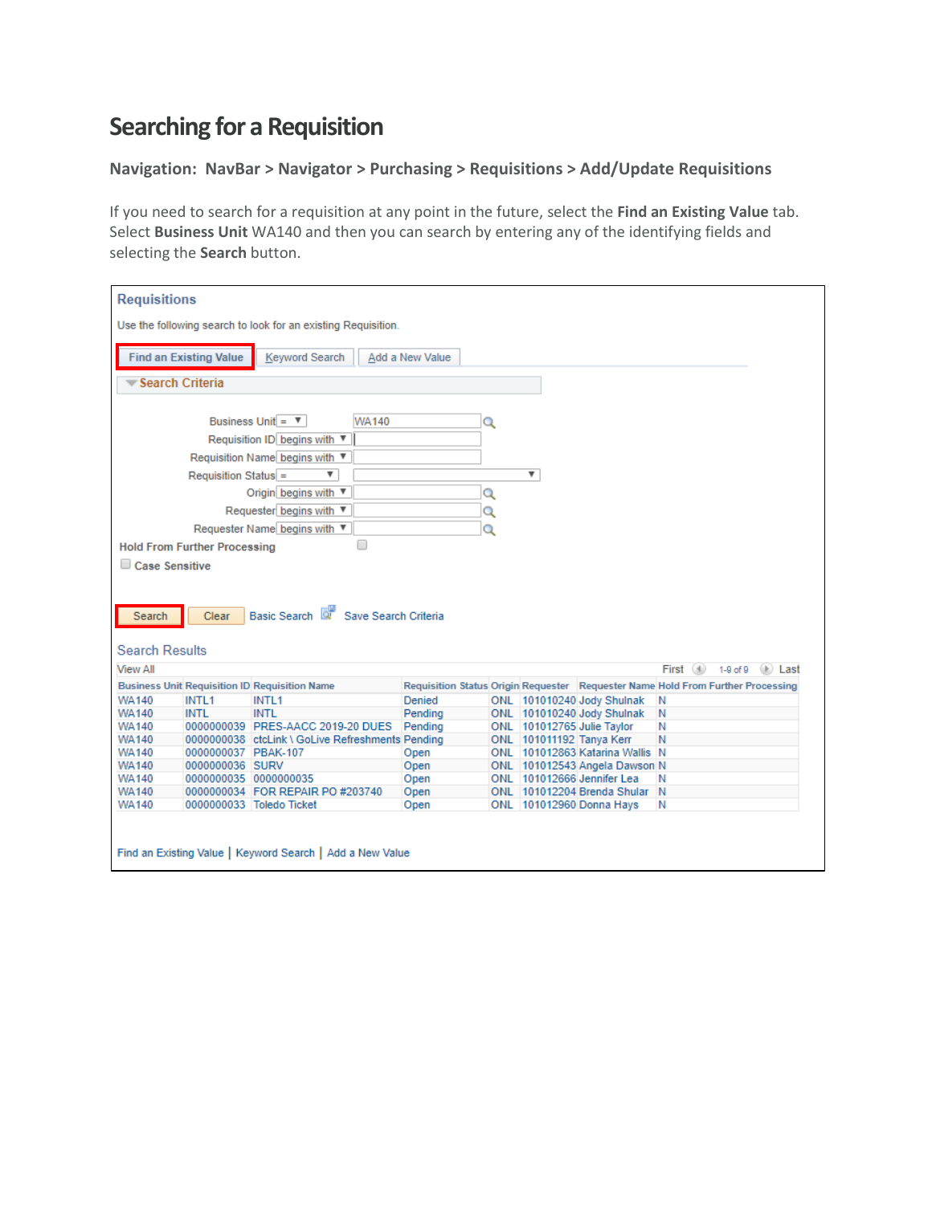## Searching for a Requisition

**Navigation: NavBar > Navigator > Purchasing > Requisitions > Add/Update Requisitions**

If you need to search for a requisition at any point in the future, select the **Find an Existing Value** tab. Select **Business Unit** WA140 and then you can search by entering any of the identifying fields and selecting the **Search** button.

Requisitions

Use the following search to look for an existing Requisition.

Find an Existing Value | Keyword Search | Add a New Value

Search Criteria

Business Unit = WA140
Requisition ID begins with
Requisition Name begins with
Requisition Status =
Origin begins with
Requester begins with
Requester Name begins with
Hold From Further Processing
Case Sensitive

Search | Clear | Basic Search | Save Search Criteria

Search Results

View All

First 1-9 of 9 Last

| Business Unit | Requisition ID | Requisition Name | Requisition Status | Origin | Requester | Requester Name | Hold From Further Processing |
|---|---|---|---|---|---|---|---|
| WA140 | INTL1 | INTL1 | Denied | ONL | 101010240 | Jody Shulnak | N |
| WA140 | INTL | INTL | Pending | ONL | 101010240 | Jody Shulnak | N |
| WA140 | 0000000039 | PRES-AACC 2019-20 DUES | Pending | ONL | 101012765 | Julie Taylor | N |
| WA140 | 0000000038 | ctcLink \ GoLive Refreshments | Pending | ONL | 101011192 | Tanya Kerr | N |
| WA140 | 0000000037 | PBAK-107 | Open | ONL | 101012863 | Katarina Wallis | N |
| WA140 | 0000000036 | SURV | Open | ONL | 101012543 | Angela Dawson | N |
| WA140 | 0000000035 | 0000000035 | Open | ONL | 101012666 | Jennifer Lea | N |
| WA140 | 0000000034 | FOR REPAIR PO #203740 | Open | ONL | 101012204 | Brenda Shular | N |
| WA140 | 0000000033 | Toledo Ticket | Open | ONL | 101012960 | Donna Hays | N |

Find an Existing Value | Keyword Search | Add a New Value